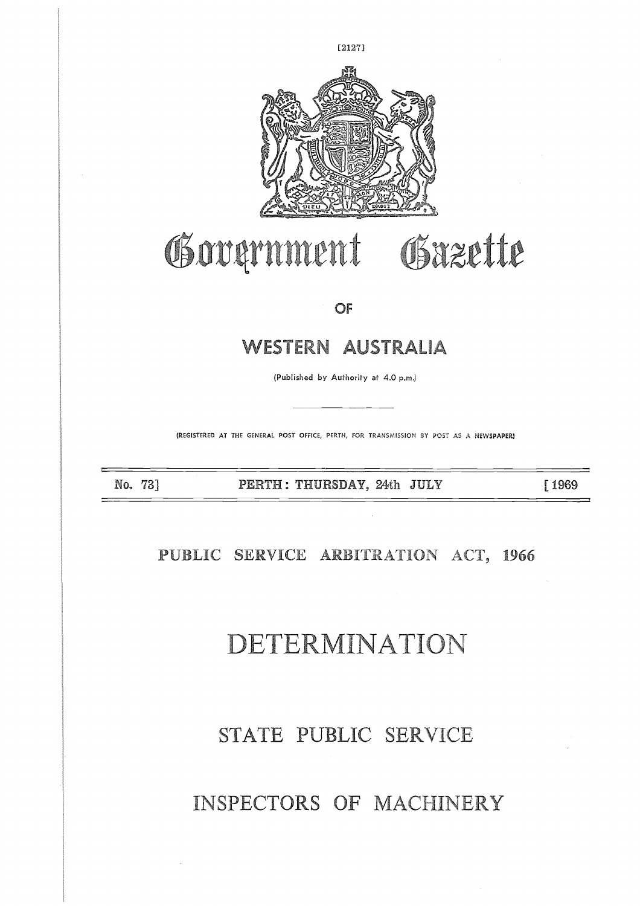# Government Gazette

## OF

## WESTERN AUSTRALIA

(Published by Authority at 4.0 p.m.)

(REGISTERED AT THE GENERAL POST OFFICE, PERTH, FOR TRANSMISSION BY POST AS A NEWSPAPER)

No. 73] PERTH: THURSDAY, 24th JULY [1969

## PUBLIC SERVICE ARBITRATION ACT, 1966

# DETERMINATION

## STATE PUBLIC SERVICE

## INSPECTORS OF MACHINERY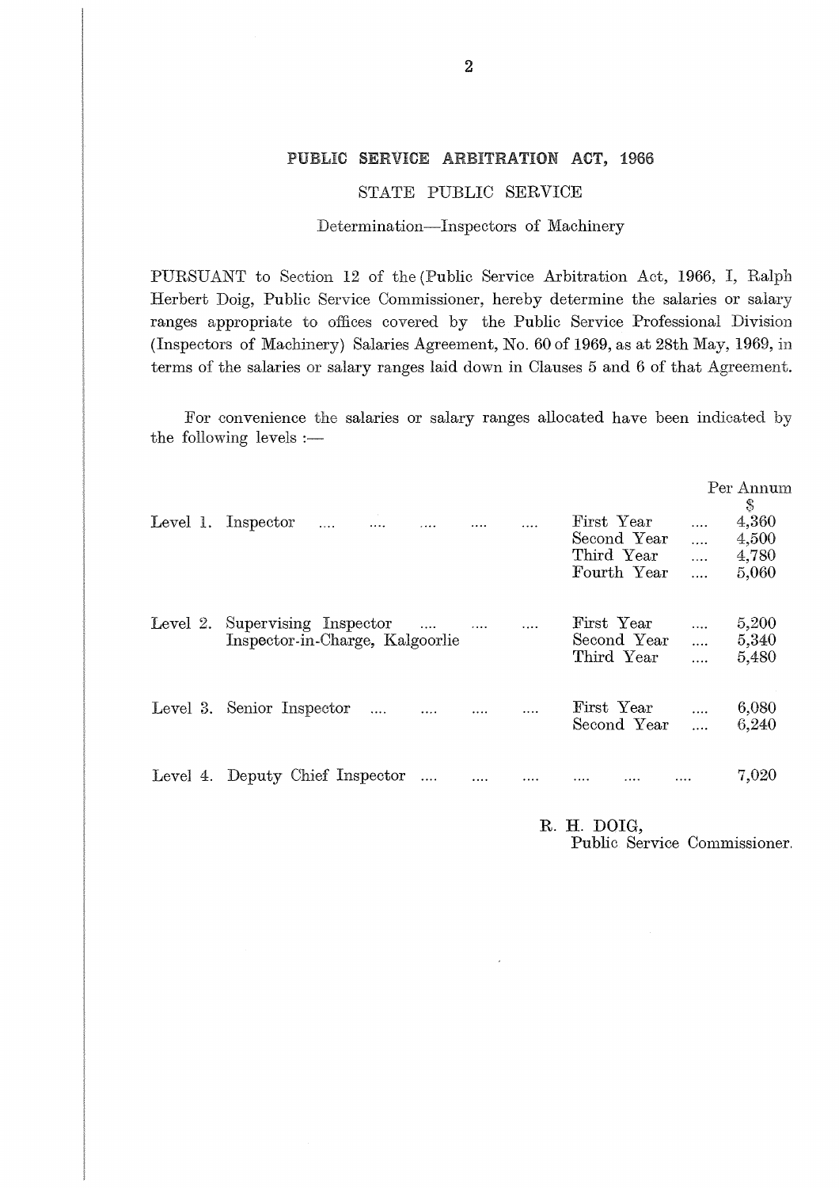# PUBLIC SERVICE ARBITRATION ACT, 1966

## STATE PUBLIC SERVICE

### Determination—Inspectors of Machinery

PURSUANT to Section 12 of the (Public Service Arbitration Act, 1966, I, Ralph Herbert Doig, Public Service Commissioner, hereby determine the salaries or salary ranges appropriate to offices covered by the Public Service Professional Division (Inspectors of Machinery) Salaries Agreement, No. 60 of 1969, as at 28th May, 1969, in terms of the salaries or salary ranges laid down in Clauses 5 and 6 of that Agreement.

For convenience the salaries or salary ranges allocated have been indicated by the following levels :—

| | | | Per Annum $ |
|---|---|---|---|
| Level 1. | Inspector | First Year | 4,360 |
| | | Second Year | 4,500 |
| | | Third Year | 4,780 |
| | | Fourth Year | 5,060 |
| Level 2. | Supervising Inspector | First Year | 5,200 |
| | Inspector-in-Charge, Kalgoorlie | Second Year | 5,340 |
| | | Third Year | 5,480 |
| Level 3. | Senior Inspector | First Year | 6,080 |
| | | Second Year | 6,240 |
| Level 4. | Deputy Chief Inspector | | 7,020 |

R. H. DOIG,
Public Service Commissioner.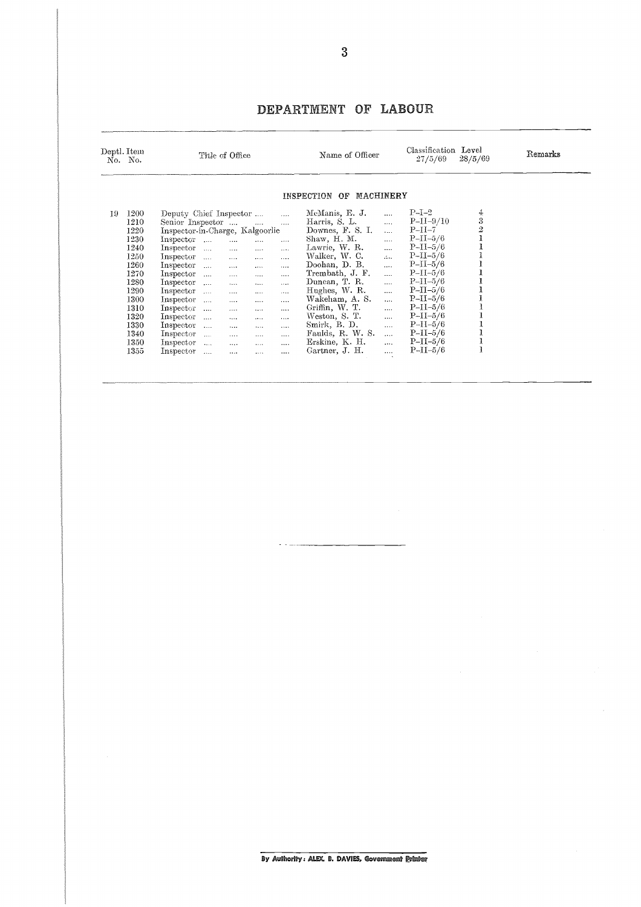# DEPARTMENT OF LABOUR

| Deptl. No. | Item No. | Title of Office | Name of Officer | Classification 27/5/69 | Level 28/5/69 | Remarks |
|---|---|---|---|---|---|---|
| | | INSPECTION OF MACHINERY | | | | |
| 19 | 1200 | Deputy Chief Inspector | McManis, E. J. | P–I–2 | 4 | |
| | 1210 | Senior Inspector | Harris, S. L. | P–II–9/10 | 3 | |
| | 1220 | Inspector-in-Charge, Kalgoorlie | Downes, F. S. I. | P–II–7 | 2 | |
| | 1230 | Inspector | Shaw, H. M. | P–II–5/6 | 1 | |
| | 1240 | Inspector | Lawrie, W. R. | P–II–5/6 | 1 | |
| | 1250 | Inspector | Walker, W. C. | P–II–5/6 | 1 | |
| | 1260 | Inspector | Doohan, D. B. | P–II–5/6 | 1 | |
| | 1270 | Inspector | Trembath, J. F. | P–II–5/6 | 1 | |
| | 1280 | Inspector | Duncan, T. R. | P–II–5/6 | 1 | |
| | 1290 | Inspector | Hughes, W. R. | P–II–5/6 | 1 | |
| | 1300 | Inspector | Wakeham, A. S. | P–II–5/6 | 1 | |
| | 1310 | Inspector | Griffin, W. T. | P–II–5/6 | 1 | |
| | 1320 | Inspector | Weston, S. T. | P–II–5/6 | 1 | |
| | 1330 | Inspector | Smirk, B. D. | P–II–5/6 | 1 | |
| | 1340 | Inspector | Faulds, R. W. S. | P–II–5/6 | 1 | |
| | 1350 | Inspector | Erskine, K. H. | P–II–5/6 | 1 | |
| | 1355 | Inspector | Gartner, J. H. | P–II–5/6 | 1 | |

By Authority: ALEX. B. DAVIES, Government Printer